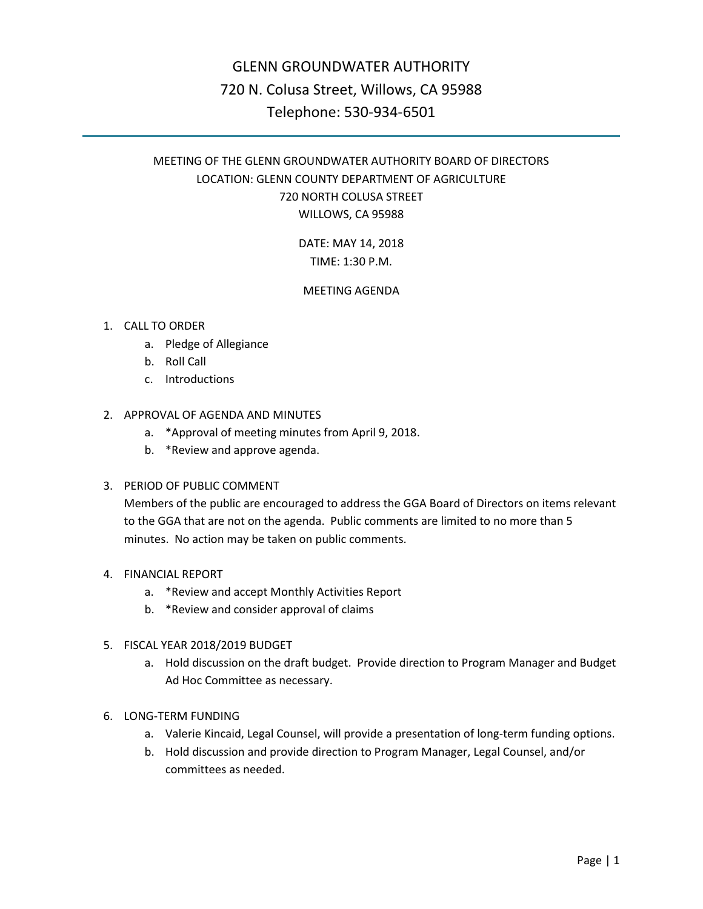# GLENN GROUNDWATER AUTHORITY

720 N. Colusa Street, Willows, CA 95988

Telephone: 530-934-6501

---

MEETING OF THE GLENN GROUNDWATER AUTHORITY BOARD OF DIRECTORS

LOCATION: GLENN COUNTY DEPARTMENT OF AGRICULTURE

720 NORTH COLUSA STREET

WILLOWS, CA 95988

DATE: MAY 14, 2018

TIME: 1:30 P.M.

MEETING AGENDA

1. CALL TO ORDER
   a. Pledge of Allegiance
   b. Roll Call
   c. Introductions

2. APPROVAL OF AGENDA AND MINUTES
   a. *Approval of meeting minutes from April 9, 2018.
   b. *Review and approve agenda.

3. PERIOD OF PUBLIC COMMENT

   Members of the public are encouraged to address the GGA Board of Directors on items relevant to the GGA that are not on the agenda. Public comments are limited to no more than 5 minutes. No action may be taken on public comments.

4. FINANCIAL REPORT
   a. *Review and accept Monthly Activities Report
   b. *Review and consider approval of claims

5. FISCAL YEAR 2018/2019 BUDGET
   a. Hold discussion on the draft budget. Provide direction to Program Manager and Budget Ad Hoc Committee as necessary.

6. LONG-TERM FUNDING
   a. Valerie Kincaid, Legal Counsel, will provide a presentation of long-term funding options.
   b. Hold discussion and provide direction to Program Manager, Legal Counsel, and/or committees as needed.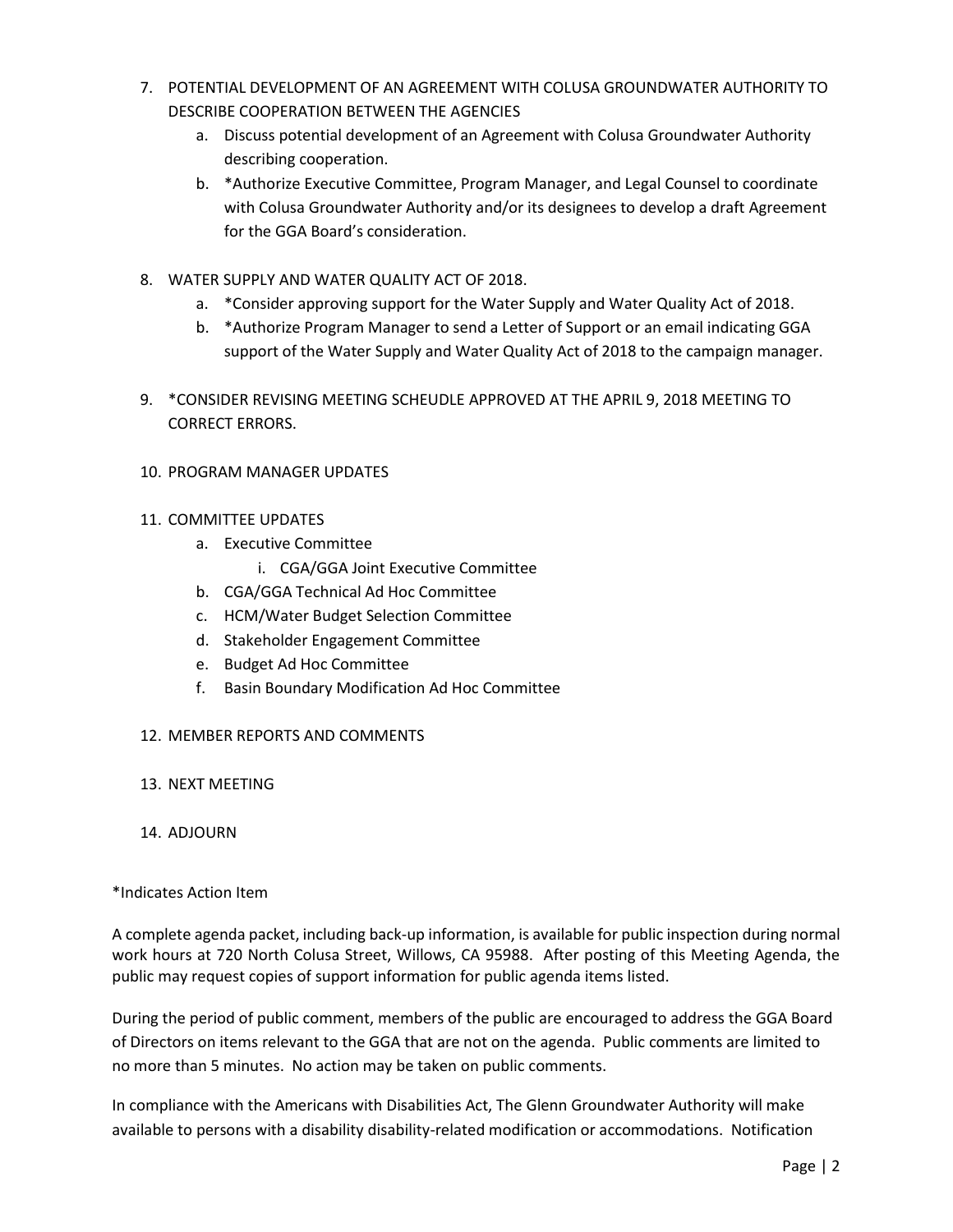7. POTENTIAL DEVELOPMENT OF AN AGREEMENT WITH COLUSA GROUNDWATER AUTHORITY TO DESCRIBE COOPERATION BETWEEN THE AGENCIES
   a. Discuss potential development of an Agreement with Colusa Groundwater Authority describing cooperation.
   b. *Authorize Executive Committee, Program Manager, and Legal Counsel to coordinate with Colusa Groundwater Authority and/or its designees to develop a draft Agreement for the GGA Board's consideration.

8. WATER SUPPLY AND WATER QUALITY ACT OF 2018.
   a. *Consider approving support for the Water Supply and Water Quality Act of 2018.
   b. *Authorize Program Manager to send a Letter of Support or an email indicating GGA support of the Water Supply and Water Quality Act of 2018 to the campaign manager.

9. *CONSIDER REVISING MEETING SCHEUDLE APPROVED AT THE APRIL 9, 2018 MEETING TO CORRECT ERRORS.

10. PROGRAM MANAGER UPDATES

11. COMMITTEE UPDATES
    a. Executive Committee
       i. CGA/GGA Joint Executive Committee
    b. CGA/GGA Technical Ad Hoc Committee
    c. HCM/Water Budget Selection Committee
    d. Stakeholder Engagement Committee
    e. Budget Ad Hoc Committee
    f. Basin Boundary Modification Ad Hoc Committee

12. MEMBER REPORTS AND COMMENTS

13. NEXT MEETING

14. ADJOURN

*Indicates Action Item

A complete agenda packet, including back-up information, is available for public inspection during normal work hours at 720 North Colusa Street, Willows, CA 95988. After posting of this Meeting Agenda, the public may request copies of support information for public agenda items listed.

During the period of public comment, members of the public are encouraged to address the GGA Board of Directors on items relevant to the GGA that are not on the agenda. Public comments are limited to no more than 5 minutes. No action may be taken on public comments.

In compliance with the Americans with Disabilities Act, The Glenn Groundwater Authority will make available to persons with a disability disability-related modification or accommodations. Notification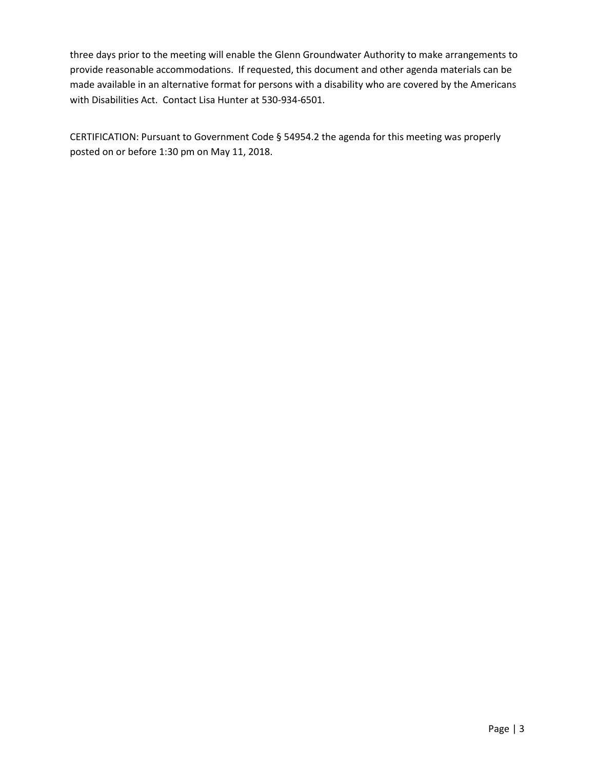three days prior to the meeting will enable the Glenn Groundwater Authority to make arrangements to provide reasonable accommodations. If requested, this document and other agenda materials can be made available in an alternative format for persons with a disability who are covered by the Americans with Disabilities Act. Contact Lisa Hunter at 530-934-6501.

CERTIFICATION: Pursuant to Government Code § 54954.2 the agenda for this meeting was properly posted on or before 1:30 pm on May 11, 2018.